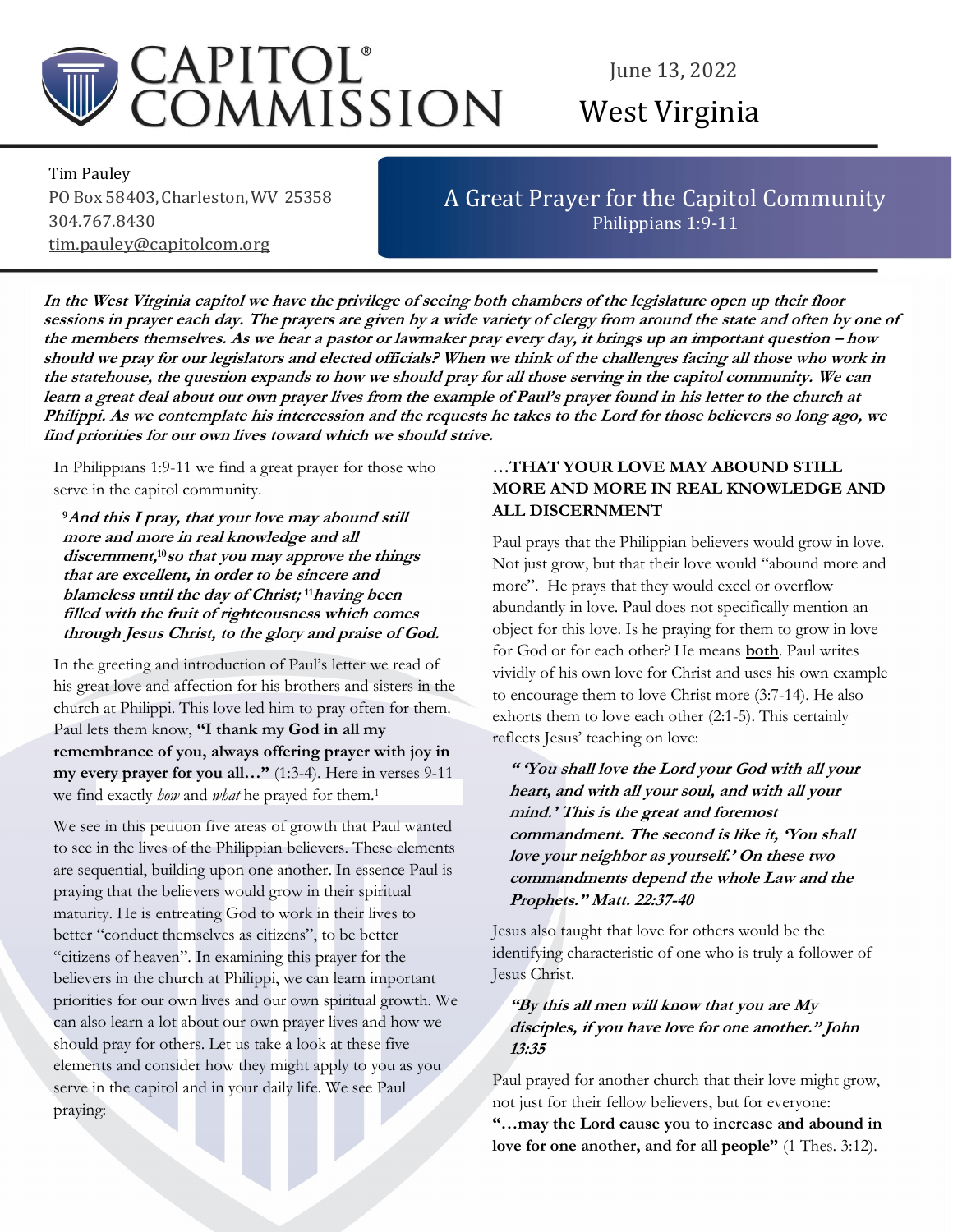# CAPITOL COMMISSION®

June 13, 2022

West Virginia

Tim Pauley
PO Box 58403, Charleston, WV 25358
304.767.8430
tim.pauley@capitolcom.org

## A Great Prayer for the Capitol Community

Philippians 1:9-11

***In the West Virginia capitol we have the privilege of seeing both chambers of the legislature open up their floor sessions in prayer each day. The prayers are given by a wide variety of clergy from around the state and often by one of the members themselves. As we hear a pastor or lawmaker pray every day, it brings up an important question – how should we pray for our legislators and elected officials? When we think of the challenges facing all those who work in the statehouse, the question expands to how we should pray for all those serving in the capitol community. We can learn a great deal about our own prayer lives from the example of Paul's prayer found in his letter to the church at Philippi. As we contemplate his intercession and the requests he takes to the Lord for those believers so long ago, we find priorities for our own lives toward which we should strive.***

In Philippians 1:9-11 we find a great prayer for those who serve in the capitol community.

> ***[9]And this I pray, that your love may abound still more and more in real knowledge and all discernment,[10]so that you may approve the things that are excellent, in order to be sincere and blameless until the day of Christ; [11]having been filled with the fruit of righteousness which comes through Jesus Christ, to the glory and praise of God.***

In the greeting and introduction of Paul's letter we read of his great love and affection for his brothers and sisters in the church at Philippi. This love led him to pray often for them. Paul lets them know, **"I thank my God in all my remembrance of you, always offering prayer with joy in my every prayer for you all…"** (1:3-4). Here in verses 9-11 we find exactly *how* and *what* he prayed for them.[1]

We see in this petition five areas of growth that Paul wanted to see in the lives of the Philippian believers. These elements are sequential, building upon one another. In essence Paul is praying that the believers would grow in their spiritual maturity. He is entreating God to work in their lives to better "conduct themselves as citizens", to be better "citizens of heaven". In examining this prayer for the believers in the church at Philippi, we can learn important priorities for our own lives and our own spiritual growth. We can also learn a lot about our own prayer lives and how we should pray for others. Let us take a look at these five elements and consider how they might apply to you as you serve in the capitol and in your daily life. We see Paul praying:

### …THAT YOUR LOVE MAY ABOUND STILL MORE AND MORE IN REAL KNOWLEDGE AND ALL DISCERNMENT

Paul prays that the Philippian believers would grow in love. Not just grow, but that their love would "abound more and more". He prays that they would excel or overflow abundantly in love. Paul does not specifically mention an object for this love. Is he praying for them to grow in love for God or for each other? He means **both**. Paul writes vividly of his own love for Christ and uses his own example to encourage them to love Christ more (3:7-14). He also exhorts them to love each other (2:1-5). This certainly reflects Jesus' teaching on love:

> ***" 'You shall love the Lord your God with all your heart, and with all your soul, and with all your mind.' This is the great and foremost commandment. The second is like it, 'You shall love your neighbor as yourself.' On these two commandments depend the whole Law and the Prophets." Matt. 22:37-40***

Jesus also taught that love for others would be the identifying characteristic of one who is truly a follower of Jesus Christ.

> ***"By this all men will know that you are My disciples, if you have love for one another." John 13:35***

Paul prayed for another church that their love might grow, not just for their fellow believers, but for everyone: **"…may the Lord cause you to increase and abound in love for one another, and for all people"** (1 Thes. 3:12).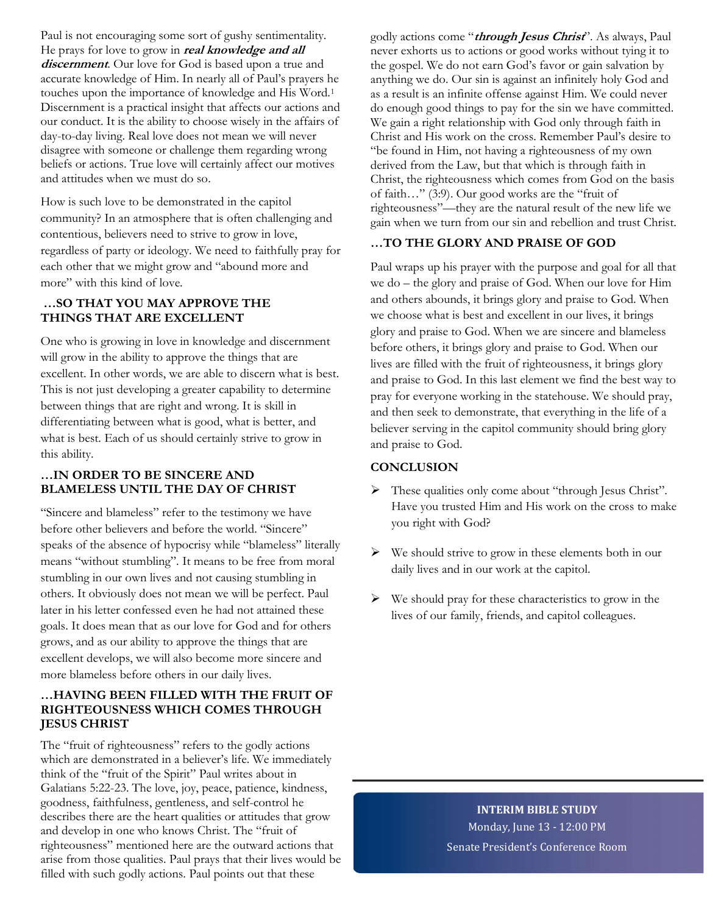Paul is not encouraging some sort of gushy sentimentality. He prays for love to grow in ***real knowledge and all discernment***. Our love for God is based upon a true and accurate knowledge of Him. In nearly all of Paul's prayers he touches upon the importance of knowledge and His Word.[1] Discernment is a practical insight that affects our actions and our conduct. It is the ability to choose wisely in the affairs of day-to-day living. Real love does not mean we will never disagree with someone or challenge them regarding wrong beliefs or actions. True love will certainly affect our motives and attitudes when we must do so.

How is such love to be demonstrated in the capitol community? In an atmosphere that is often challenging and contentious, believers need to strive to grow in love, regardless of party or ideology. We need to faithfully pray for each other that we might grow and "abound more and more" with this kind of love.

### …SO THAT YOU MAY APPROVE THE THINGS THAT ARE EXCELLENT

One who is growing in love in knowledge and discernment will grow in the ability to approve the things that are excellent. In other words, we are able to discern what is best. This is not just developing a greater capability to determine between things that are right and wrong. It is skill in differentiating between what is good, what is better, and what is best. Each of us should certainly strive to grow in this ability.

### …IN ORDER TO BE SINCERE AND BLAMELESS UNTIL THE DAY OF CHRIST

"Sincere and blameless" refer to the testimony we have before other believers and before the world. "Sincere" speaks of the absence of hypocrisy while "blameless" literally means "without stumbling". It means to be free from moral stumbling in our own lives and not causing stumbling in others. It obviously does not mean we will be perfect. Paul later in his letter confessed even he had not attained these goals. It does mean that as our love for God and for others grows, and as our ability to approve the things that are excellent develops, we will also become more sincere and more blameless before others in our daily lives.

### …HAVING BEEN FILLED WITH THE FRUIT OF RIGHTEOUSNESS WHICH COMES THROUGH JESUS CHRIST

The "fruit of righteousness" refers to the godly actions which are demonstrated in a believer's life. We immediately think of the "fruit of the Spirit" Paul writes about in Galatians 5:22-23. The love, joy, peace, patience, kindness, goodness, faithfulness, gentleness, and self-control he describes there are the heart qualities or attitudes that grow and develop in one who knows Christ. The "fruit of righteousness" mentioned here are the outward actions that arise from those qualities. Paul prays that their lives would be filled with such godly actions. Paul points out that these godly actions come "***through Jesus Christ***". As always, Paul never exhorts us to actions or good works without tying it to the gospel. We do not earn God's favor or gain salvation by anything we do. Our sin is against an infinitely holy God and as a result is an infinite offense against Him. We could never do enough good things to pay for the sin we have committed. We gain a right relationship with God only through faith in Christ and His work on the cross. Remember Paul's desire to "be found in Him, not having a righteousness of my own derived from the Law, but that which is through faith in Christ, the righteousness which comes from God on the basis of faith…" (3:9). Our good works are the "fruit of righteousness"—they are the natural result of the new life we gain when we turn from our sin and rebellion and trust Christ.

### …TO THE GLORY AND PRAISE OF GOD

Paul wraps up his prayer with the purpose and goal for all that we do – the glory and praise of God. When our love for Him and others abounds, it brings glory and praise to God. When we choose what is best and excellent in our lives, it brings glory and praise to God. When we are sincere and blameless before others, it brings glory and praise to God. When our lives are filled with the fruit of righteousness, it brings glory and praise to God. In this last element we find the best way to pray for everyone working in the statehouse. We should pray, and then seek to demonstrate, that everything in the life of a believer serving in the capitol community should bring glory and praise to God.

### CONCLUSION

- These qualities only come about "through Jesus Christ". Have you trusted Him and His work on the cross to make you right with God?
- We should strive to grow in these elements both in our daily lives and in our work at the capitol.
- We should pray for these characteristics to grow in the lives of our family, friends, and capitol colleagues.

**INTERIM BIBLE STUDY**

Monday, June 13 - 12:00 PM

Senate President's Conference Room